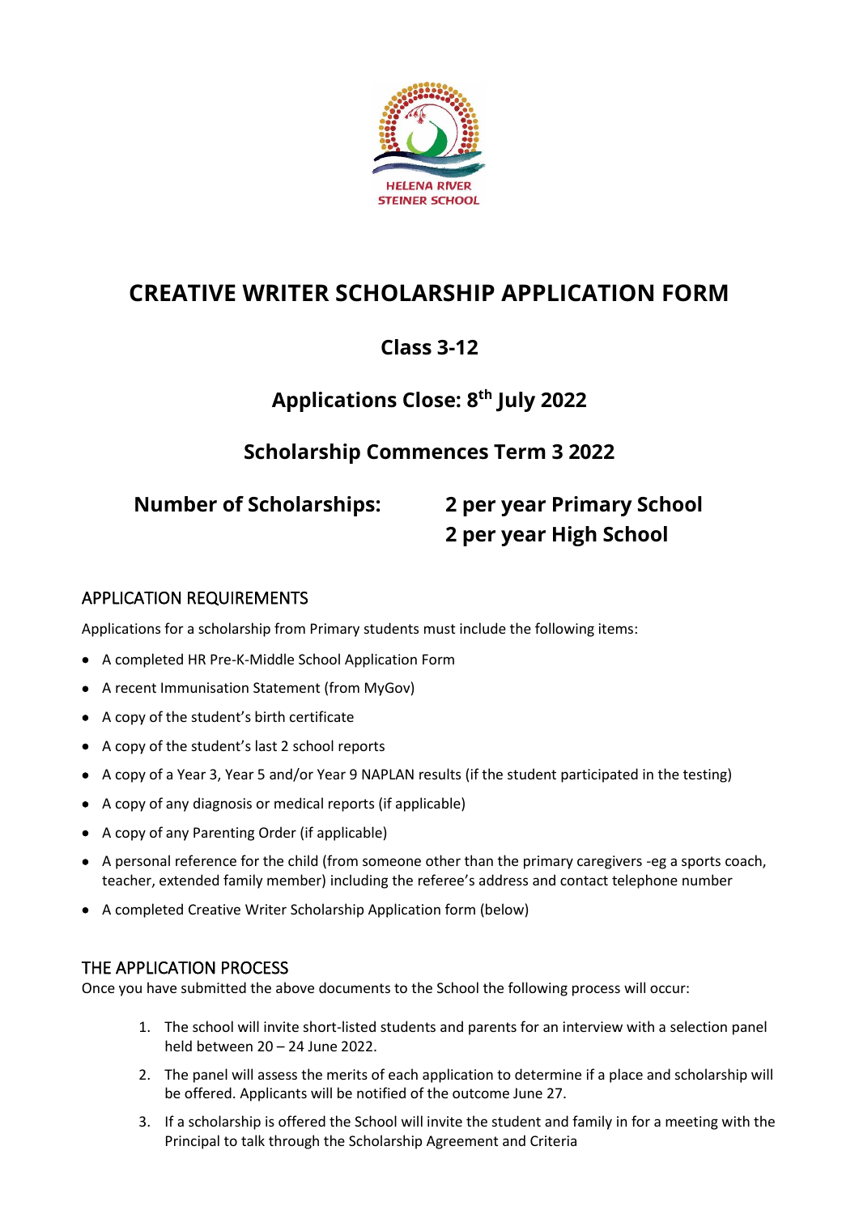HELENA RIVER STEINER SCHOOL

# CREATIVE WRITER SCHOLARSHIP APPLICATION FORM

## Class 3-12

## Applications Close: 8th July 2022

## Scholarship Commences Term 3 2022

**Number of Scholarships:** **2 per year Primary School**
**2 per year High School**

## APPLICATION REQUIREMENTS

Applications for a scholarship from Primary students must include the following items:

- A completed HR Pre-K-Middle School Application Form
- A recent Immunisation Statement (from MyGov)
- A copy of the student's birth certificate
- A copy of the student's last 2 school reports
- A copy of a Year 3, Year 5 and/or Year 9 NAPLAN results (if the student participated in the testing)
- A copy of any diagnosis or medical reports (if applicable)
- A copy of any Parenting Order (if applicable)
- A personal reference for the child (from someone other than the primary caregivers -eg a sports coach, teacher, extended family member) including the referee's address and contact telephone number
- A completed Creative Writer Scholarship Application form (below)

## THE APPLICATION PROCESS

Once you have submitted the above documents to the School the following process will occur:

1. The school will invite short-listed students and parents for an interview with a selection panel held between 20 – 24 June 2022.
2. The panel will assess the merits of each application to determine if a place and scholarship will be offered. Applicants will be notified of the outcome June 27.
3. If a scholarship is offered the School will invite the student and family in for a meeting with the Principal to talk through the Scholarship Agreement and Criteria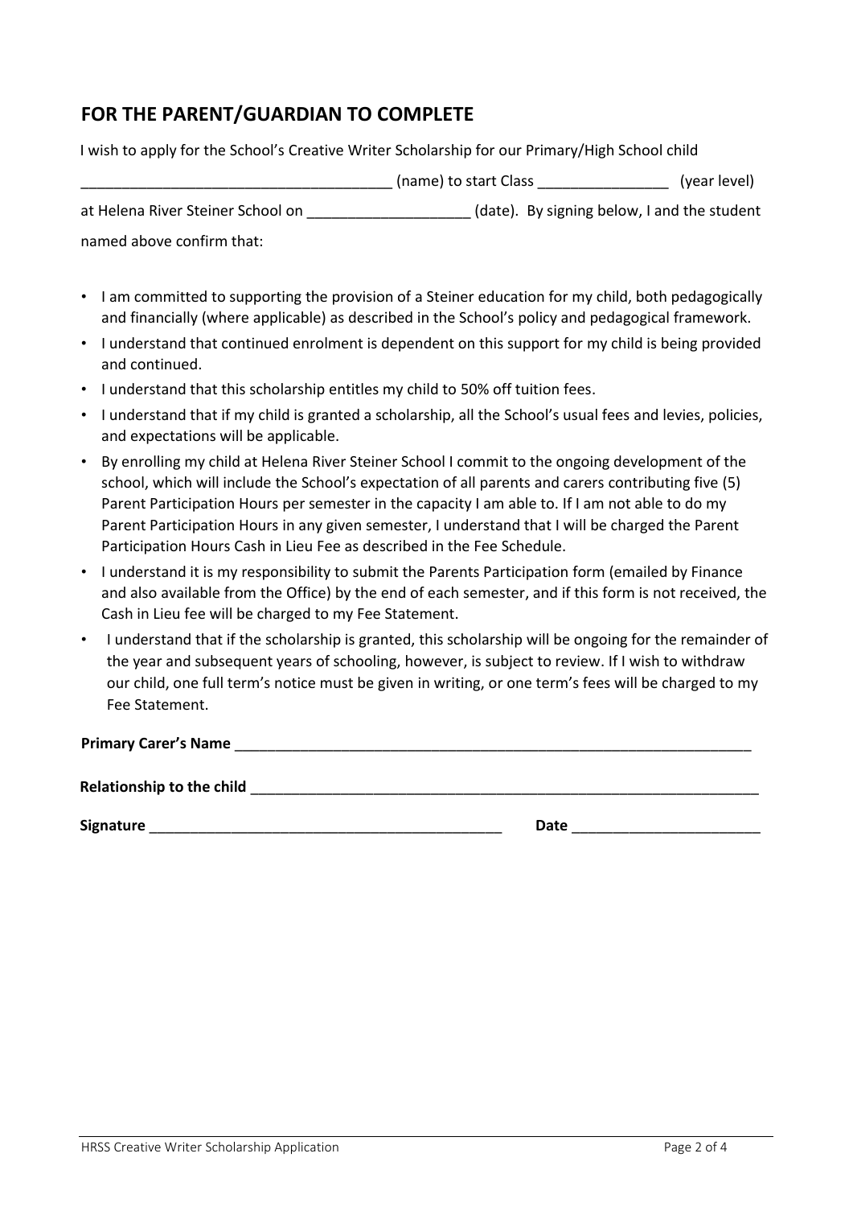## FOR THE PARENT/GUARDIAN TO COMPLETE

I wish to apply for the School's Creative Writer Scholarship for our Primary/High School child

_____________________________________ (name) to start Class ________________ (year level)

at Helena River Steiner School on ____________________ (date). By signing below, I and the student named above confirm that:

- I am committed to supporting the provision of a Steiner education for my child, both pedagogically and financially (where applicable) as described in the School's policy and pedagogical framework.
- I understand that continued enrolment is dependent on this support for my child is being provided and continued.
- I understand that this scholarship entitles my child to 50% off tuition fees.
- I understand that if my child is granted a scholarship, all the School's usual fees and levies, policies, and expectations will be applicable.
- By enrolling my child at Helena River Steiner School I commit to the ongoing development of the school, which will include the School's expectation of all parents and carers contributing five (5) Parent Participation Hours per semester in the capacity I am able to. If I am not able to do my Parent Participation Hours in any given semester, I understand that I will be charged the Parent Participation Hours Cash in Lieu Fee as described in the Fee Schedule.
- I understand it is my responsibility to submit the Parents Participation form (emailed by Finance and also available from the Office) by the end of each semester, and if this form is not received, the Cash in Lieu fee will be charged to my Fee Statement.
- I understand that if the scholarship is granted, this scholarship will be ongoing for the remainder of the year and subsequent years of schooling, however, is subject to review. If I wish to withdraw our child, one full term's notice must be given in writing, or one term's fees will be charged to my Fee Statement.

**Primary Carer's Name** _________________________________________________________________

**Relationship to the child** _______________________________________________________________

**Signature** ____________________________________________ **Date** _______________________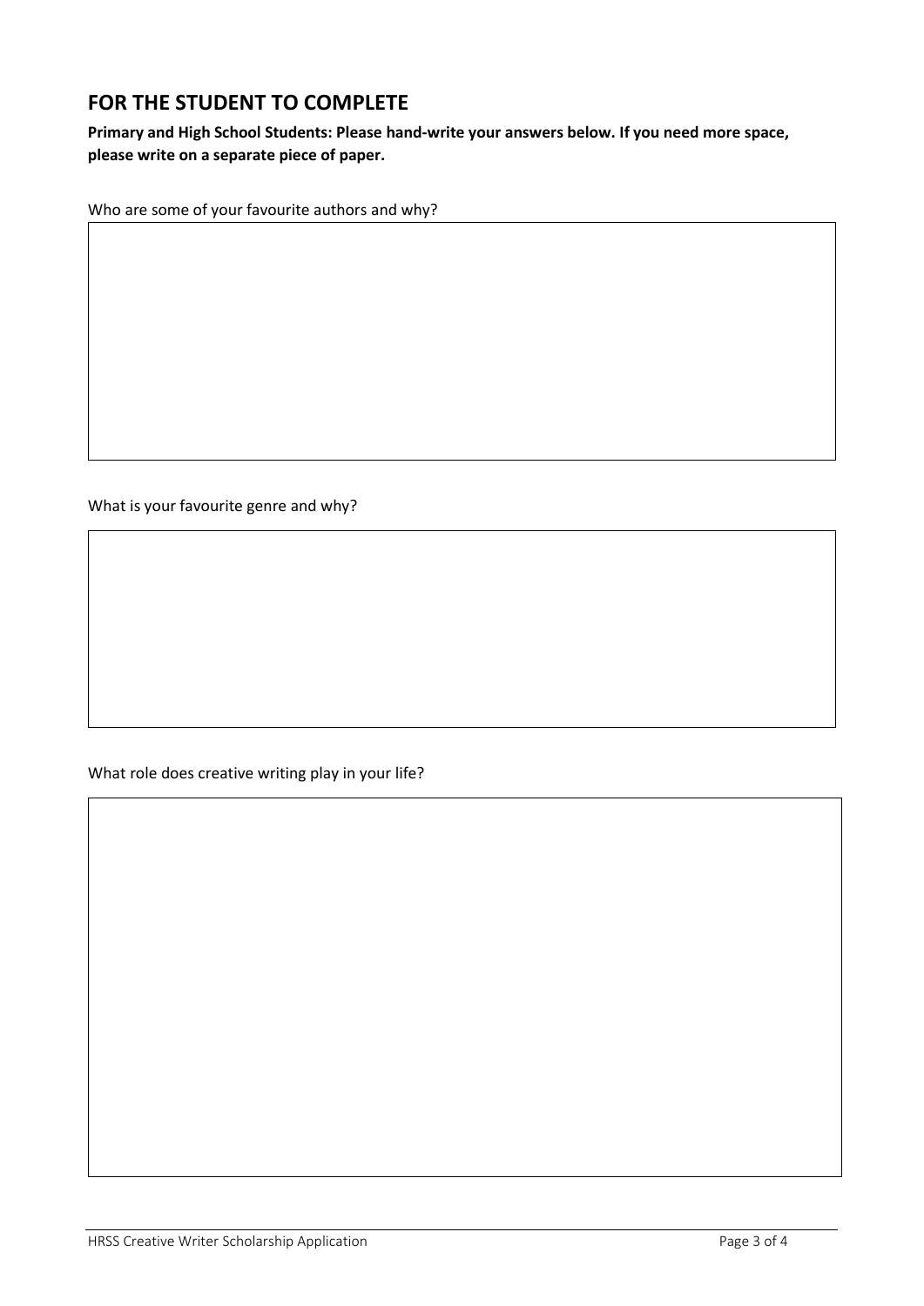## FOR THE STUDENT TO COMPLETE

**Primary and High School Students: Please hand-write your answers below. If you need more space, please write on a separate piece of paper.**

Who are some of your favourite authors and why?

What is your favourite genre and why?

What role does creative writing play in your life?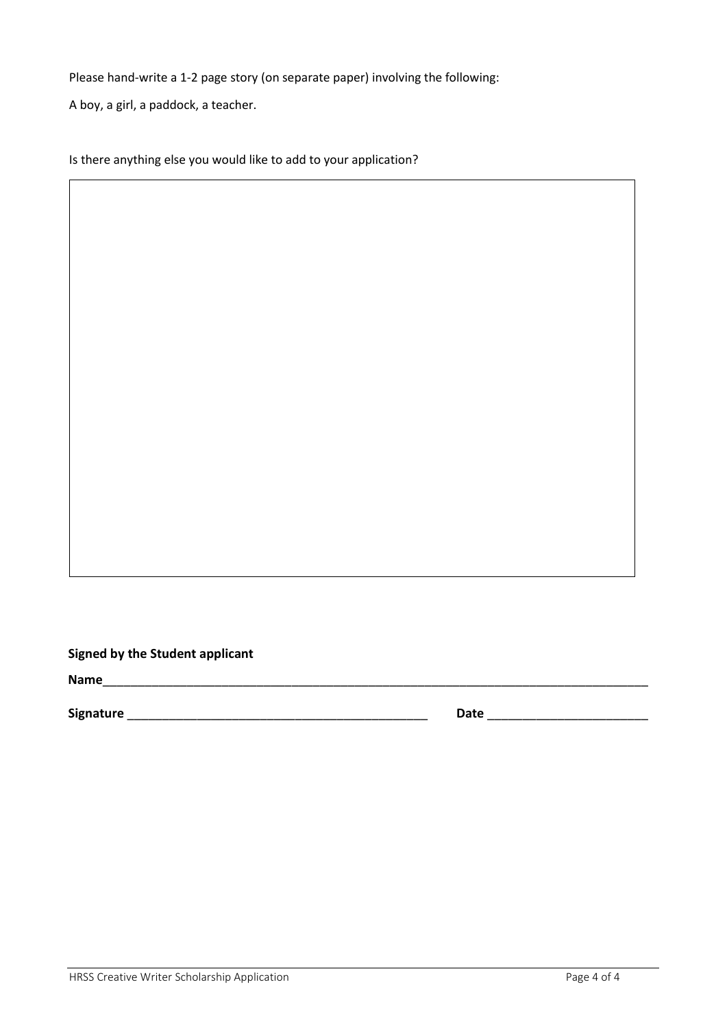Please hand-write a 1-2 page story (on separate paper) involving the following:

A boy, a girl, a paddock, a teacher.

Is there anything else you would like to add to your application?

| |
|---|
| |

**Signed by the Student applicant**

**Name**\_\_\_\_\_\_\_\_\_\_\_\_\_\_\_\_\_\_\_\_\_\_\_\_\_\_\_\_\_\_\_\_\_\_\_\_\_\_\_\_\_\_\_\_\_\_\_\_\_\_\_\_\_\_\_\_\_\_\_\_\_\_\_\_\_\_\_\_\_\_\_\_\_\_\_\_

**Signature** \_\_\_\_\_\_\_\_\_\_\_\_\_\_\_\_\_\_\_\_\_\_\_\_\_\_\_\_\_\_\_\_\_\_\_\_\_\_\_\_\_\_ **Date** \_\_\_\_\_\_\_\_\_\_\_\_\_\_\_\_\_\_\_\_\_\_